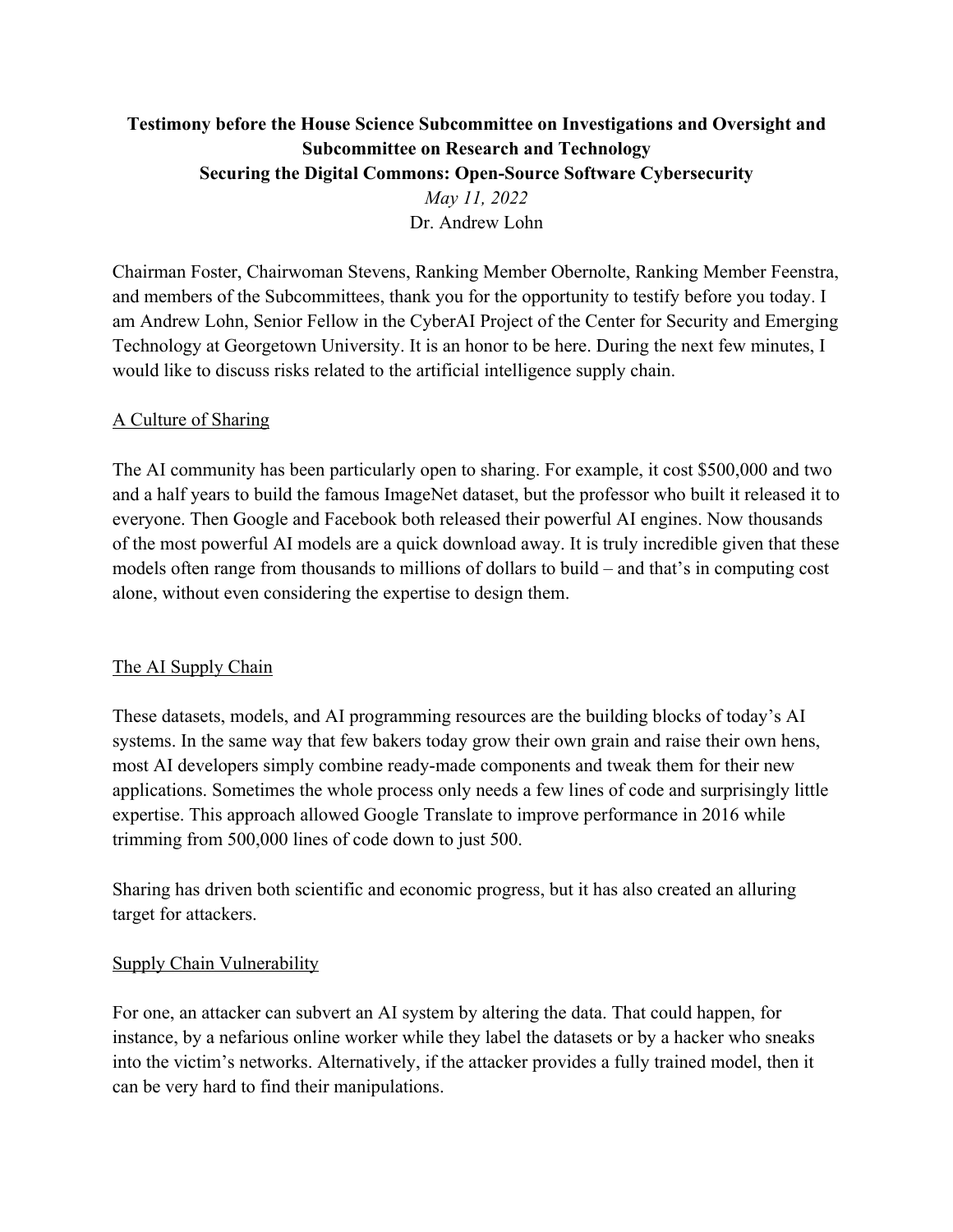**Testimony before the House Science Subcommittee on Investigations and Oversight and Subcommittee on Research and Technology**
**Securing the Digital Commons: Open-Source Software Cybersecurity**

*May 11, 2022*

Dr. Andrew Lohn

Chairman Foster, Chairwoman Stevens, Ranking Member Obernolte, Ranking Member Feenstra, and members of the Subcommittees, thank you for the opportunity to testify before you today. I am Andrew Lohn, Senior Fellow in the CyberAI Project of the Center for Security and Emerging Technology at Georgetown University. It is an honor to be here. During the next few minutes, I would like to discuss risks related to the artificial intelligence supply chain.

## A Culture of Sharing

The AI community has been particularly open to sharing. For example, it cost $500,000 and two and a half years to build the famous ImageNet dataset, but the professor who built it released it to everyone. Then Google and Facebook both released their powerful AI engines. Now thousands of the most powerful AI models are a quick download away. It is truly incredible given that these models often range from thousands to millions of dollars to build – and that's in computing cost alone, without even considering the expertise to design them.

## The AI Supply Chain

These datasets, models, and AI programming resources are the building blocks of today's AI systems. In the same way that few bakers today grow their own grain and raise their own hens, most AI developers simply combine ready-made components and tweak them for their new applications. Sometimes the whole process only needs a few lines of code and surprisingly little expertise. This approach allowed Google Translate to improve performance in 2016 while trimming from 500,000 lines of code down to just 500.

Sharing has driven both scientific and economic progress, but it has also created an alluring target for attackers.

## Supply Chain Vulnerability

For one, an attacker can subvert an AI system by altering the data. That could happen, for instance, by a nefarious online worker while they label the datasets or by a hacker who sneaks into the victim's networks. Alternatively, if the attacker provides a fully trained model, then it can be very hard to find their manipulations.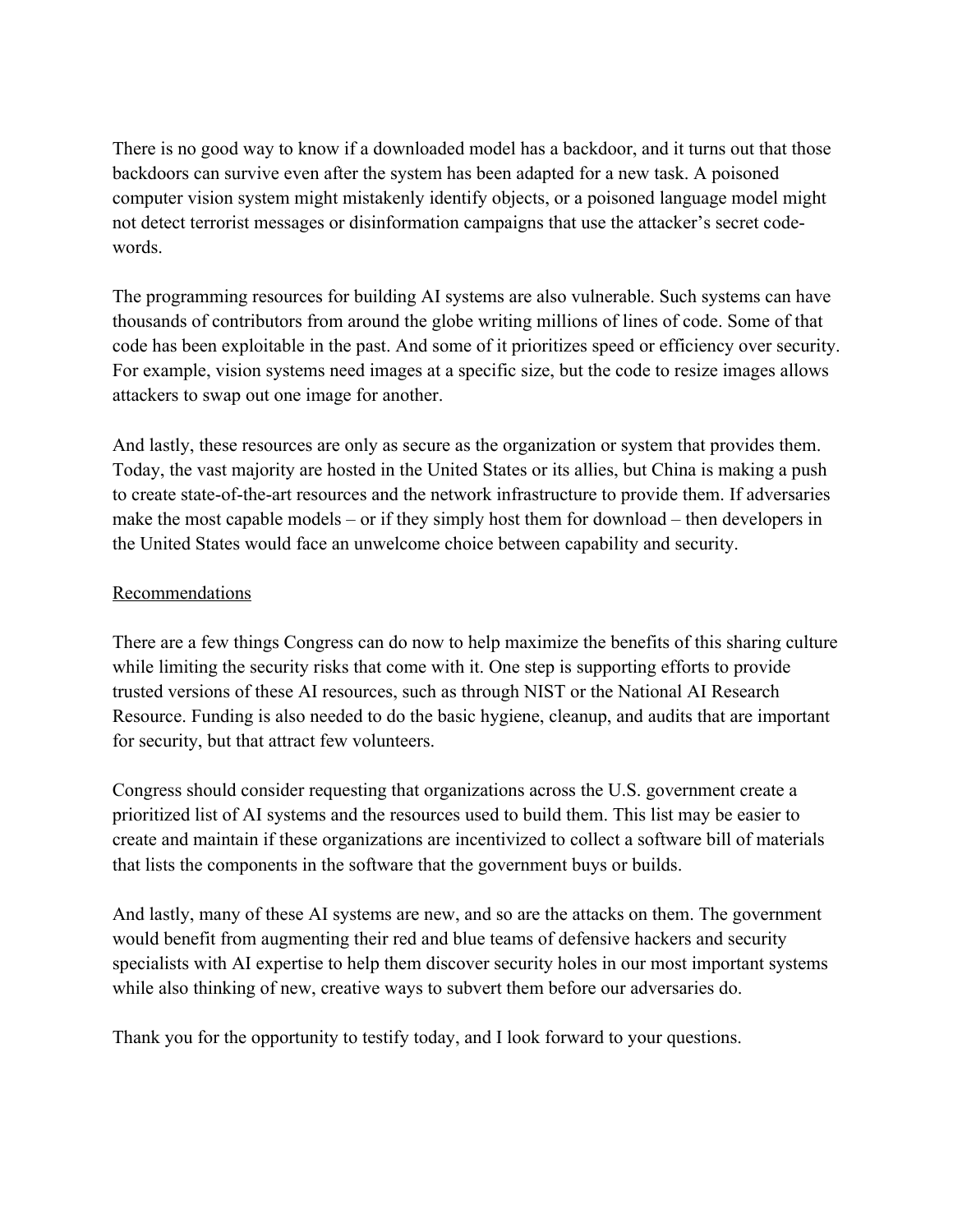There is no good way to know if a downloaded model has a backdoor, and it turns out that those backdoors can survive even after the system has been adapted for a new task. A poisoned computer vision system might mistakenly identify objects, or a poisoned language model might not detect terrorist messages or disinformation campaigns that use the attacker's secret code-words.

The programming resources for building AI systems are also vulnerable. Such systems can have thousands of contributors from around the globe writing millions of lines of code. Some of that code has been exploitable in the past. And some of it prioritizes speed or efficiency over security. For example, vision systems need images at a specific size, but the code to resize images allows attackers to swap out one image for another.

And lastly, these resources are only as secure as the organization or system that provides them. Today, the vast majority are hosted in the United States or its allies, but China is making a push to create state-of-the-art resources and the network infrastructure to provide them. If adversaries make the most capable models – or if they simply host them for download – then developers in the United States would face an unwelcome choice between capability and security.

## Recommendations

There are a few things Congress can do now to help maximize the benefits of this sharing culture while limiting the security risks that come with it. One step is supporting efforts to provide trusted versions of these AI resources, such as through NIST or the National AI Research Resource. Funding is also needed to do the basic hygiene, cleanup, and audits that are important for security, but that attract few volunteers.

Congress should consider requesting that organizations across the U.S. government create a prioritized list of AI systems and the resources used to build them. This list may be easier to create and maintain if these organizations are incentivized to collect a software bill of materials that lists the components in the software that the government buys or builds.

And lastly, many of these AI systems are new, and so are the attacks on them. The government would benefit from augmenting their red and blue teams of defensive hackers and security specialists with AI expertise to help them discover security holes in our most important systems while also thinking of new, creative ways to subvert them before our adversaries do.

Thank you for the opportunity to testify today, and I look forward to your questions.